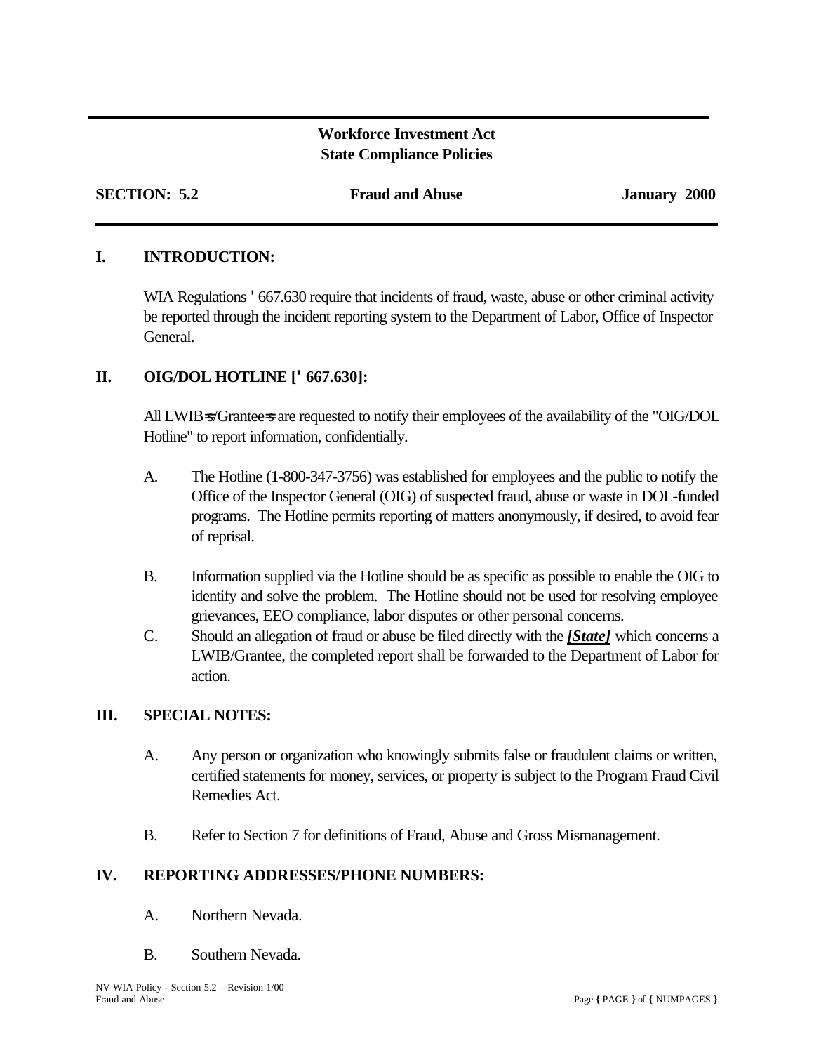**Workforce Investment Act**
**State Compliance Policies**

**SECTION: 5.2** **Fraud and Abuse** **January 2000**

## I. INTRODUCTION:

WIA Regulations ' 667.630 require that incidents of fraud, waste, abuse or other criminal activity be reported through the incident reporting system to the Department of Labor, Office of Inspector General.

## II. OIG/DOL HOTLINE [' 667.630]:

All LWIB=s/Grantee=s are requested to notify their employees of the availability of the "OIG/DOL Hotline" to report information, confidentially.

A. The Hotline (1-800-347-3756) was established for employees and the public to notify the Office of the Inspector General (OIG) of suspected fraud, abuse or waste in DOL-funded programs. The Hotline permits reporting of matters anonymously, if desired, to avoid fear of reprisal.

B. Information supplied via the Hotline should be as specific as possible to enable the OIG to identify and solve the problem. The Hotline should not be used for resolving employee grievances, EEO compliance, labor disputes or other personal concerns.

C. Should an allegation of fraud or abuse be filed directly with the ***[State]*** which concerns a LWIB/Grantee, the completed report shall be forwarded to the Department of Labor for action.

## III. SPECIAL NOTES:

A. Any person or organization who knowingly submits false or fraudulent claims or written, certified statements for money, services, or property is subject to the Program Fraud Civil Remedies Act.

B. Refer to Section 7 for definitions of Fraud, Abuse and Gross Mismanagement.

## IV. REPORTING ADDRESSES/PHONE NUMBERS:

A. Northern Nevada.

B. Southern Nevada.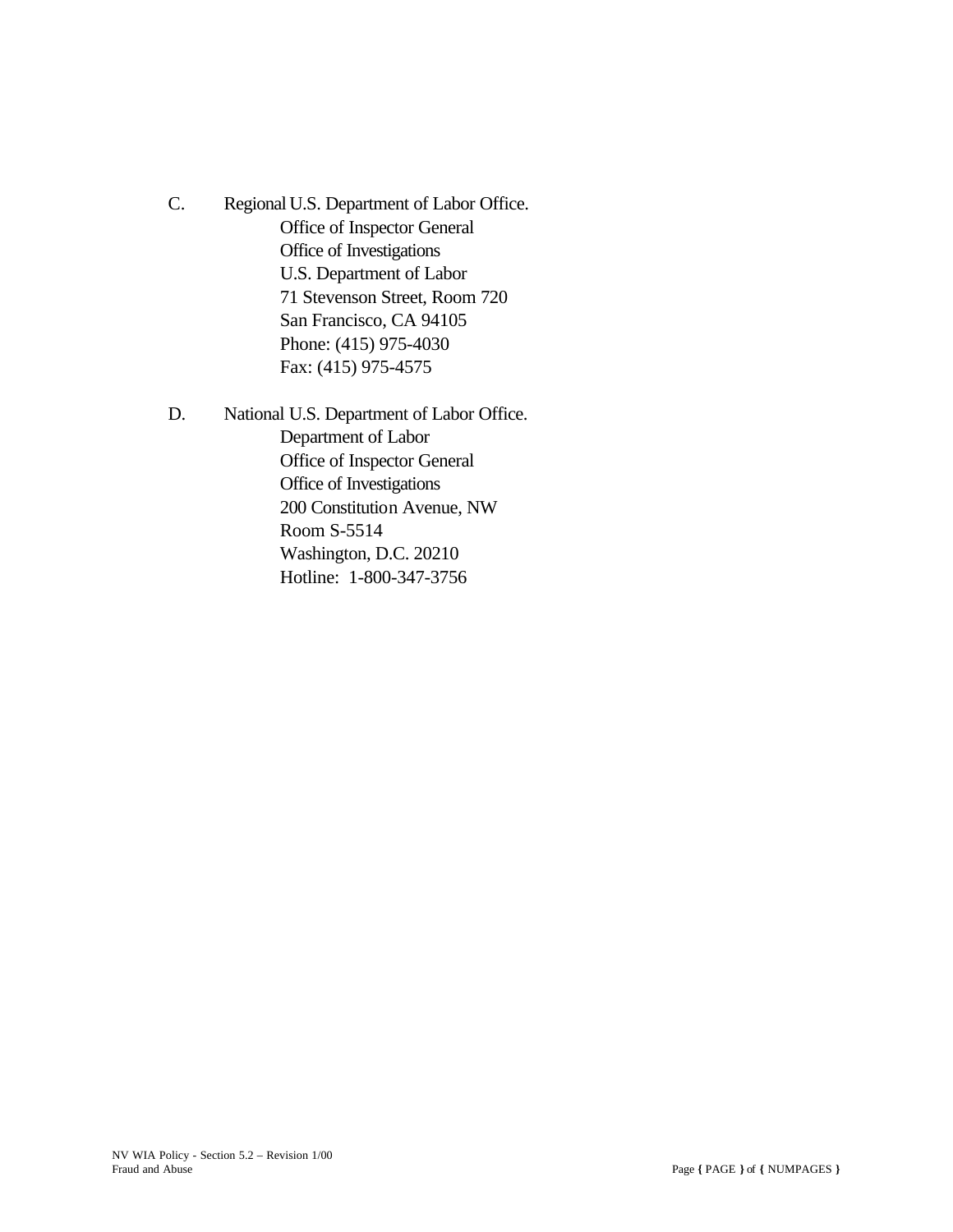C. Regional U.S. Department of Labor Office.

Office of Inspector General  
Office of Investigations  
U.S. Department of Labor  
71 Stevenson Street, Room 720  
San Francisco, CA 94105  
Phone: (415) 975-4030  
Fax: (415) 975-4575

D. National U.S. Department of Labor Office.

Department of Labor  
Office of Inspector General  
Office of Investigations  
200 Constitution Avenue, NW  
Room S-5514  
Washington, D.C. 20210  
Hotline: 1-800-347-3756